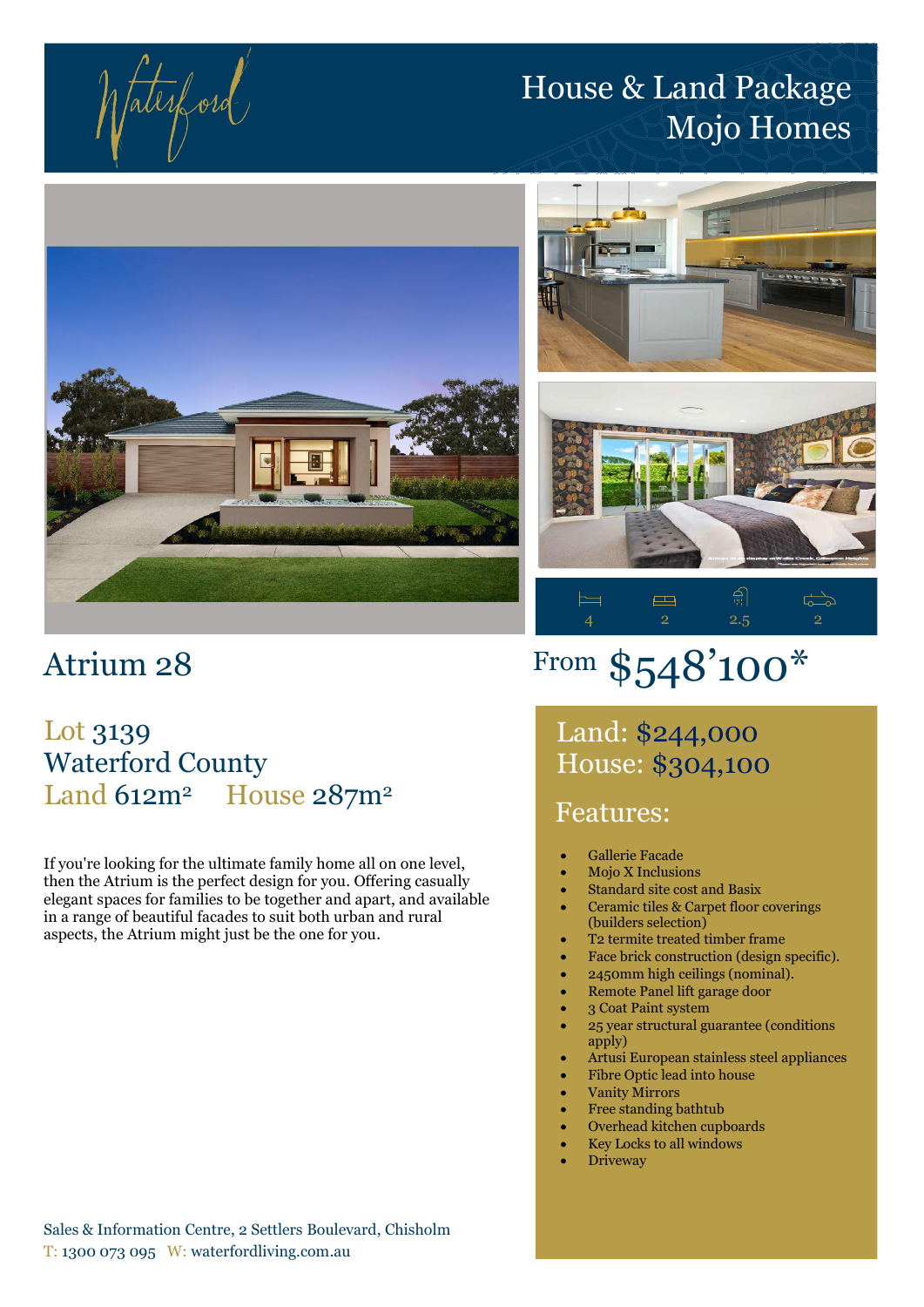Waterford

# House & Land Package
# Mojo Homes

| Bedrooms | Living | Bathrooms | Garage |
|---|---|---|---|
| 4 | 2 | 2.5 | 2 |

## Atrium 28

From $548'100*

### Lot 3139
### Waterford County
### Land 612m² House 287m²

If you're looking for the ultimate family home all on one level, then the Atrium is the perfect design for you. Offering casually elegant spaces for families to be together and apart, and available in a range of beautiful facades to suit both urban and rural aspects, the Atrium might just be the one for you.

## Land: $244,000
## House: $304,100

## Features:

- Gallerie Facade
- Mojo X Inclusions
- Standard site cost and Basix
- Ceramic tiles & Carpet floor coverings (builders selection)
- T2 termite treated timber frame
- Face brick construction (design specific).
- 2450mm high ceilings (nominal).
- Remote Panel lift garage door
- 3 Coat Paint system
- 25 year structural guarantee (conditions apply)
- Artusi European stainless steel appliances
- Fibre Optic lead into house
- Vanity Mirrors
- Free standing bathtub
- Overhead kitchen cupboards
- Key Locks to all windows
- Driveway

Sales & Information Centre, 2 Settlers Boulevard, Chisholm
T: 1300 073 095 W: waterfordliving.com.au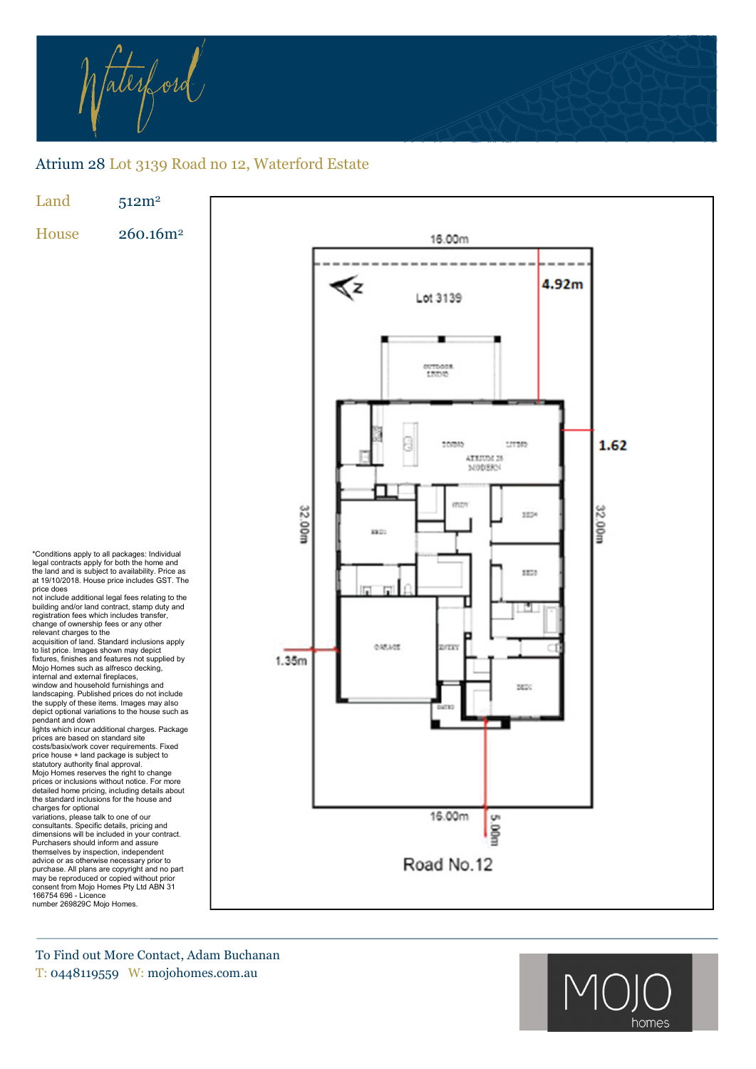Waterford

## Atrium 28 Lot 3139 Road no 12, Waterford Estate

Land 512m²

House 260.16m²

16.00m

4.92m

Lot 3139

OUTDOOR LIVING

DINING

LIVING

ATRIUM 28 MODERN

1.62

32.00m

32.00m

STUDY

BED 1

BED 4

BED 3

GARAGE

ENTRY

BED 2

1.35m

16.00m

5.00m

Road No.12

*Conditions apply to all packages: Individual legal contracts apply for both the home and the land and is subject to availability. Price as at 19/10/2018. House price includes GST. The price does
not include additional legal fees relating to the building and/or land contract, stamp duty and registration fees which includes transfer, change of ownership fees or any other relevant charges to the
acquisition of land. Standard inclusions apply to list price. Images shown may depict fixtures, finishes and features not supplied by Mojo Homes such as alfresco decking, internal and external fireplaces,
window and household furnishings and landscaping. Published prices do not include the supply of these items. Images may also depict optional variations to the house such as pendant and down
lights which incur additional charges. Package prices are based on standard site costs/basix/work cover requirements. Fixed price house + land package is subject to statutory authority final approval.
Mojo Homes reserves the right to change prices or inclusions without notice. For more detailed home pricing, including details about the standard inclusions for the house and charges for optional
variations, please talk to one of our consultants. Specific details, pricing and dimensions will be included in your contract. Purchasers should inform and assure themselves by inspection, independent advice or as otherwise necessary prior to purchase. All plans are copyright and no part may be reproduced or copied without prior consent from Mojo Homes Pty Ltd ABN 31 166754 696 - Licence
number 269829C Mojo Homes.

To Find out More Contact, Adam Buchanan

T: 0448119559 W: mojohomes.com.au

MOJO homes